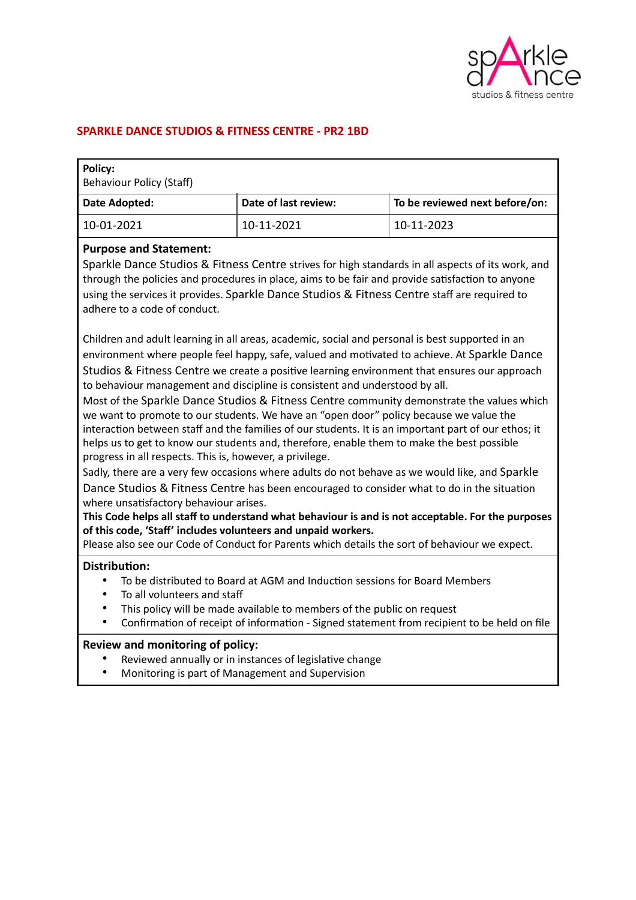## SPARKLE DANCE STUDIOS & FITNESS CENTRE - PR2 1BD

| **Policy:**<br>Behaviour Policy (Staff) | | |
|---|---|---|
| **Date Adopted:** | **Date of last review:** | **To be reviewed next before/on:** |
| 10-01-2021 | 10-11-2021 | 10-11-2023 |

**Purpose and Statement:**

Sparkle Dance Studios & Fitness Centre strives for high standards in all aspects of its work, and through the policies and procedures in place, aims to be fair and provide satisfaction to anyone using the services it provides. Sparkle Dance Studios & Fitness Centre staff are required to adhere to a code of conduct.

Children and adult learning in all areas, academic, social and personal is best supported in an environment where people feel happy, safe, valued and motivated to achieve. At Sparkle Dance Studios & Fitness Centre we create a positive learning environment that ensures our approach to behaviour management and discipline is consistent and understood by all.

Most of the Sparkle Dance Studios & Fitness Centre community demonstrate the values which we want to promote to our students. We have an "open door" policy because we value the interaction between staff and the families of our students. It is an important part of our ethos; it helps us to get to know our students and, therefore, enable them to make the best possible progress in all respects. This is, however, a privilege.

Sadly, there are a very few occasions where adults do not behave as we would like, and Sparkle Dance Studios & Fitness Centre has been encouraged to consider what to do in the situation where unsatisfactory behaviour arises.

**This Code helps all staff to understand what behaviour is and is not acceptable. For the purposes of this code, 'Staff' includes volunteers and unpaid workers.**

Please also see our Code of Conduct for Parents which details the sort of behaviour we expect.

**Distribution:**

- To be distributed to Board at AGM and Induction sessions for Board Members
- To all volunteers and staff
- This policy will be made available to members of the public on request
- Confirmation of receipt of information - Signed statement from recipient to be held on file

**Review and monitoring of policy:**

- Reviewed annually or in instances of legislative change
- Monitoring is part of Management and Supervision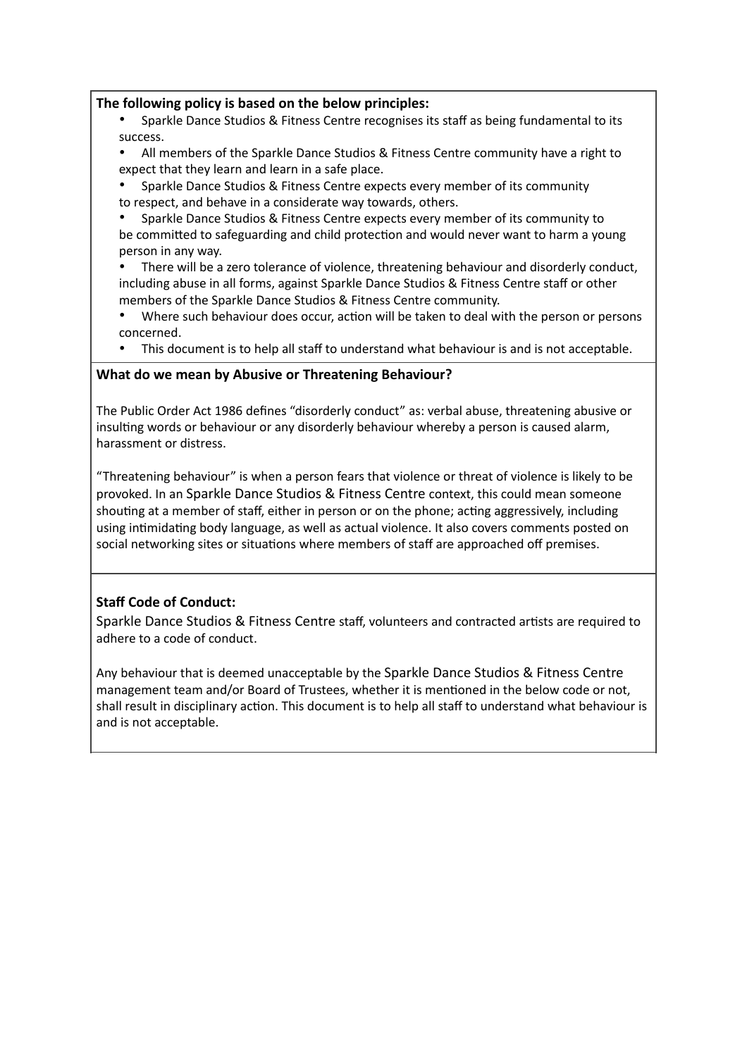**The following policy is based on the below principles:**

- Sparkle Dance Studios & Fitness Centre recognises its staff as being fundamental to its success.
- All members of the Sparkle Dance Studios & Fitness Centre community have a right to expect that they learn and learn in a safe place.
- Sparkle Dance Studios & Fitness Centre expects every member of its community to respect, and behave in a considerate way towards, others.
- Sparkle Dance Studios & Fitness Centre expects every member of its community to be committed to safeguarding and child protection and would never want to harm a young person in any way.
- There will be a zero tolerance of violence, threatening behaviour and disorderly conduct, including abuse in all forms, against Sparkle Dance Studios & Fitness Centre staff or other members of the Sparkle Dance Studios & Fitness Centre community.
- Where such behaviour does occur, action will be taken to deal with the person or persons concerned.
- This document is to help all staff to understand what behaviour is and is not acceptable.

**What do we mean by Abusive or Threatening Behaviour?**

The Public Order Act 1986 defines "disorderly conduct" as: verbal abuse, threatening abusive or insulting words or behaviour or any disorderly behaviour whereby a person is caused alarm, harassment or distress.

"Threatening behaviour" is when a person fears that violence or threat of violence is likely to be provoked. In an Sparkle Dance Studios & Fitness Centre context, this could mean someone shouting at a member of staff, either in person or on the phone; acting aggressively, including using intimidating body language, as well as actual violence. It also covers comments posted on social networking sites or situations where members of staff are approached off premises.

**Staff Code of Conduct:**

Sparkle Dance Studios & Fitness Centre staff, volunteers and contracted artists are required to adhere to a code of conduct.

Any behaviour that is deemed unacceptable by the Sparkle Dance Studios & Fitness Centre management team and/or Board of Trustees, whether it is mentioned in the below code or not, shall result in disciplinary action. This document is to help all staff to understand what behaviour is and is not acceptable.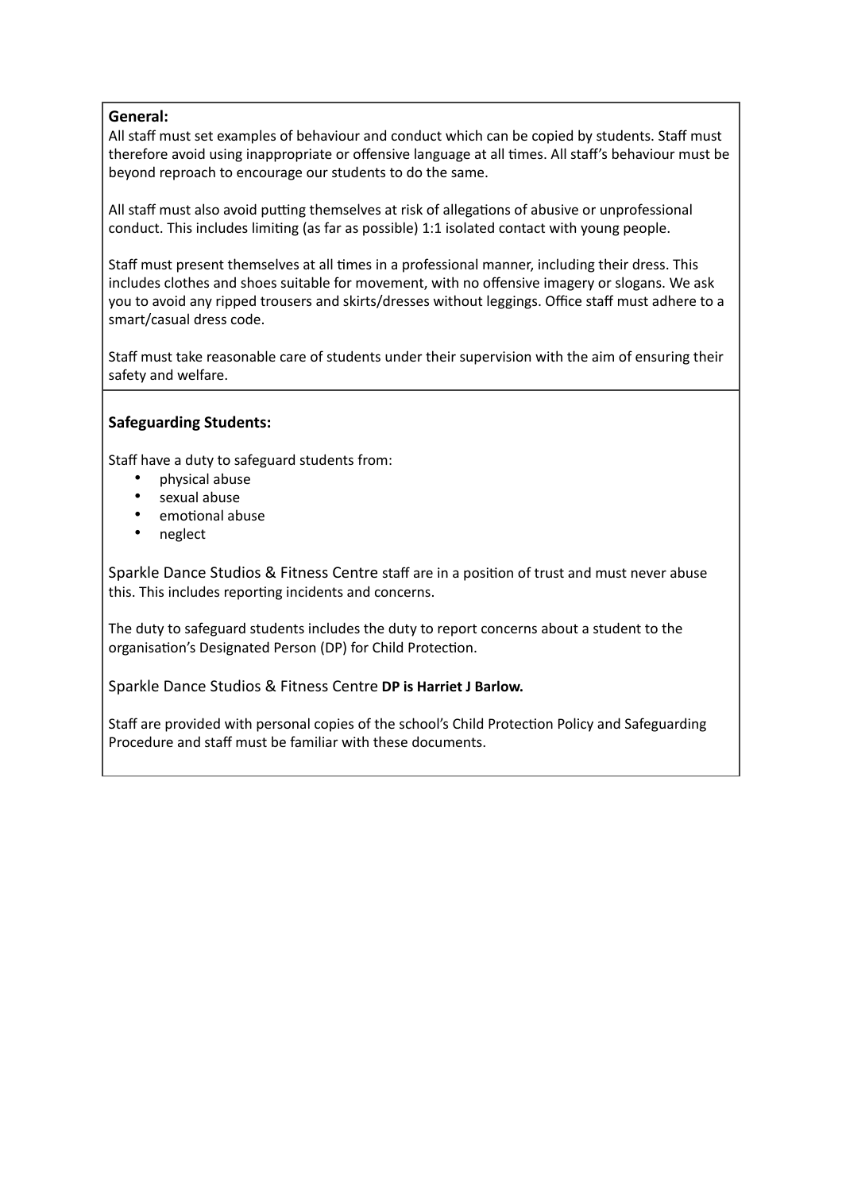**General:**

All staff must set examples of behaviour and conduct which can be copied by students. Staff must therefore avoid using inappropriate or offensive language at all times. All staff's behaviour must be beyond reproach to encourage our students to do the same.

All staff must also avoid putting themselves at risk of allegations of abusive or unprofessional conduct. This includes limiting (as far as possible) 1:1 isolated contact with young people.

Staff must present themselves at all times in a professional manner, including their dress. This includes clothes and shoes suitable for movement, with no offensive imagery or slogans. We ask you to avoid any ripped trousers and skirts/dresses without leggings. Office staff must adhere to a smart/casual dress code.

Staff must take reasonable care of students under their supervision with the aim of ensuring their safety and welfare.

**Safeguarding Students:**

Staff have a duty to safeguard students from:

- physical abuse
- sexual abuse
- emotional abuse
- neglect

Sparkle Dance Studios & Fitness Centre staff are in a position of trust and must never abuse this. This includes reporting incidents and concerns.

The duty to safeguard students includes the duty to report concerns about a student to the organisation's Designated Person (DP) for Child Protection.

Sparkle Dance Studios & Fitness Centre **DP is Harriet J Barlow.**

Staff are provided with personal copies of the school's Child Protection Policy and Safeguarding Procedure and staff must be familiar with these documents.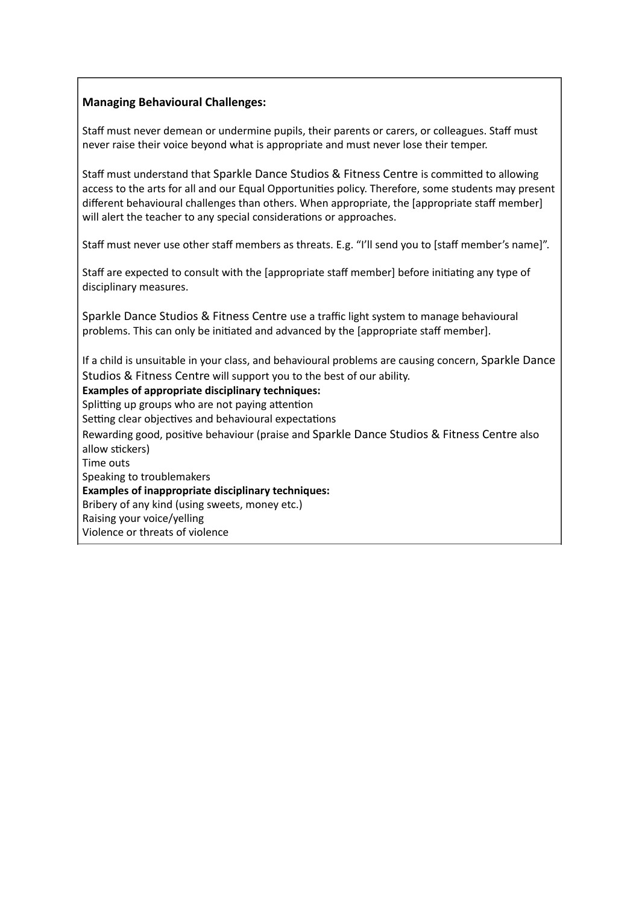**Managing Behavioural Challenges:**

Staff must never demean or undermine pupils, their parents or carers, or colleagues. Staff must never raise their voice beyond what is appropriate and must never lose their temper.

Staff must understand that Sparkle Dance Studios & Fitness Centre is committed to allowing access to the arts for all and our Equal Opportunities policy. Therefore, some students may present different behavioural challenges than others. When appropriate, the [appropriate staff member] will alert the teacher to any special considerations or approaches.

Staff must never use other staff members as threats. E.g. "I'll send you to [staff member's name]".

Staff are expected to consult with the [appropriate staff member] before initiating any type of disciplinary measures.

Sparkle Dance Studios & Fitness Centre use a traffic light system to manage behavioural problems. This can only be initiated and advanced by the [appropriate staff member].

If a child is unsuitable in your class, and behavioural problems are causing concern, Sparkle Dance Studios & Fitness Centre will support you to the best of our ability.

**Examples of appropriate disciplinary techniques:**

Splitting up groups who are not paying attention
Setting clear objectives and behavioural expectations
Rewarding good, positive behaviour (praise and Sparkle Dance Studios & Fitness Centre also allow stickers)
Time outs
Speaking to troublemakers

**Examples of inappropriate disciplinary techniques:**

Bribery of any kind (using sweets, money etc.)
Raising your voice/yelling
Violence or threats of violence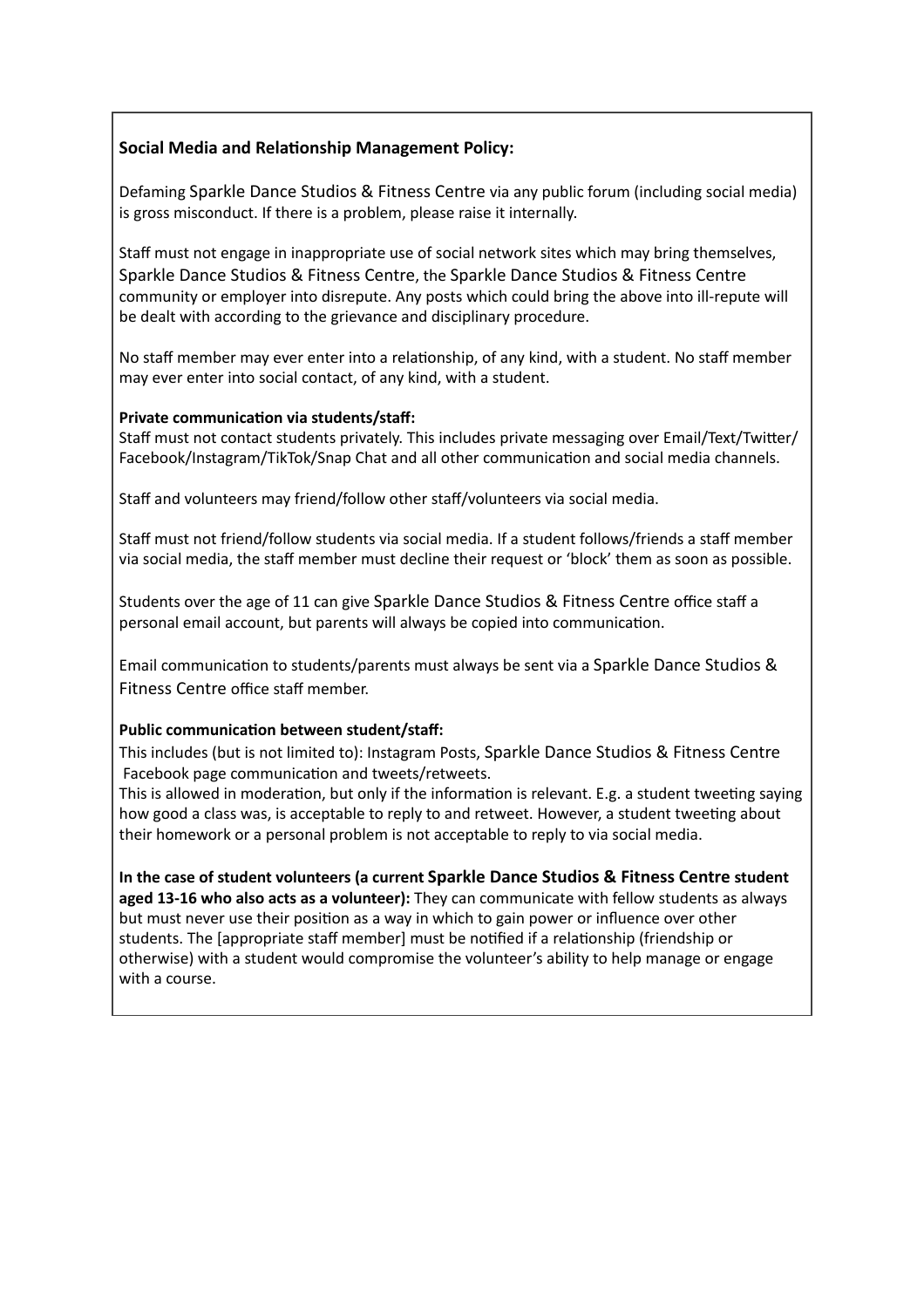**Social Media and Relationship Management Policy:**

Defaming Sparkle Dance Studios & Fitness Centre via any public forum (including social media) is gross misconduct. If there is a problem, please raise it internally.

Staff must not engage in inappropriate use of social network sites which may bring themselves, Sparkle Dance Studios & Fitness Centre, the Sparkle Dance Studios & Fitness Centre community or employer into disrepute. Any posts which could bring the above into ill-repute will be dealt with according to the grievance and disciplinary procedure.

No staff member may ever enter into a relationship, of any kind, with a student. No staff member may ever enter into social contact, of any kind, with a student.

**Private communication via students/staff:**
Staff must not contact students privately. This includes private messaging over Email/Text/Twitter/Facebook/Instagram/TikTok/Snap Chat and all other communication and social media channels.

Staff and volunteers may friend/follow other staff/volunteers via social media.

Staff must not friend/follow students via social media. If a student follows/friends a staff member via social media, the staff member must decline their request or 'block' them as soon as possible.

Students over the age of 11 can give Sparkle Dance Studios & Fitness Centre office staff a personal email account, but parents will always be copied into communication.

Email communication to students/parents must always be sent via a Sparkle Dance Studios & Fitness Centre office staff member.

**Public communication between student/staff:**
This includes (but is not limited to): Instagram Posts, Sparkle Dance Studios & Fitness Centre Facebook page communication and tweets/retweets.
This is allowed in moderation, but only if the information is relevant. E.g. a student tweeting saying how good a class was, is acceptable to reply to and retweet. However, a student tweeting about their homework or a personal problem is not acceptable to reply to via social media.

**In the case of student volunteers (a current Sparkle Dance Studios & Fitness Centre student aged 13-16 who also acts as a volunteer):** They can communicate with fellow students as always but must never use their position as a way in which to gain power or influence over other students. The [appropriate staff member] must be notified if a relationship (friendship or otherwise) with a student would compromise the volunteer's ability to help manage or engage with a course.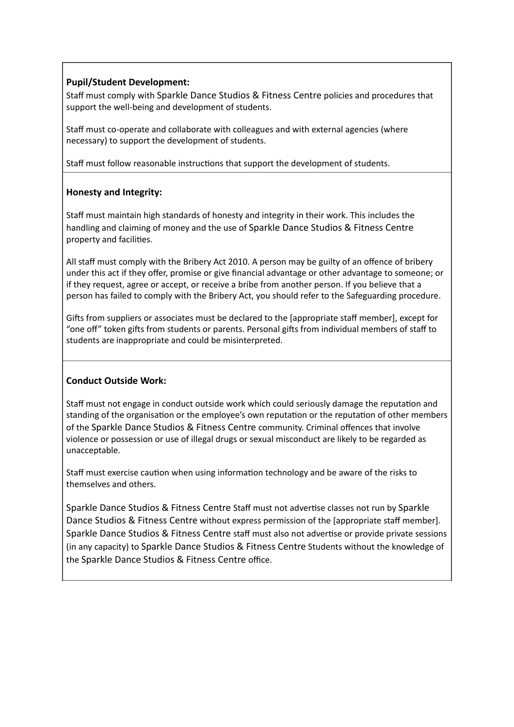**Pupil/Student Development:**

Staff must comply with Sparkle Dance Studios & Fitness Centre policies and procedures that support the well-being and development of students.

Staff must co-operate and collaborate with colleagues and with external agencies (where necessary) to support the development of students.

Staff must follow reasonable instructions that support the development of students.

**Honesty and Integrity:**

Staff must maintain high standards of honesty and integrity in their work. This includes the handling and claiming of money and the use of Sparkle Dance Studios & Fitness Centre property and facilities.

All staff must comply with the Bribery Act 2010. A person may be guilty of an offence of bribery under this act if they offer, promise or give financial advantage or other advantage to someone; or if they request, agree or accept, or receive a bribe from another person. If you believe that a person has failed to comply with the Bribery Act, you should refer to the Safeguarding procedure.

Gifts from suppliers or associates must be declared to the [appropriate staff member], except for "one off" token gifts from students or parents. Personal gifts from individual members of staff to students are inappropriate and could be misinterpreted.

**Conduct Outside Work:**

Staff must not engage in conduct outside work which could seriously damage the reputation and standing of the organisation or the employee's own reputation or the reputation of other members of the Sparkle Dance Studios & Fitness Centre community. Criminal offences that involve violence or possession or use of illegal drugs or sexual misconduct are likely to be regarded as unacceptable.

Staff must exercise caution when using information technology and be aware of the risks to themselves and others.

Sparkle Dance Studios & Fitness Centre Staff must not advertise classes not run by Sparkle Dance Studios & Fitness Centre without express permission of the [appropriate staff member]. Sparkle Dance Studios & Fitness Centre staff must also not advertise or provide private sessions (in any capacity) to Sparkle Dance Studios & Fitness Centre Students without the knowledge of the Sparkle Dance Studios & Fitness Centre office.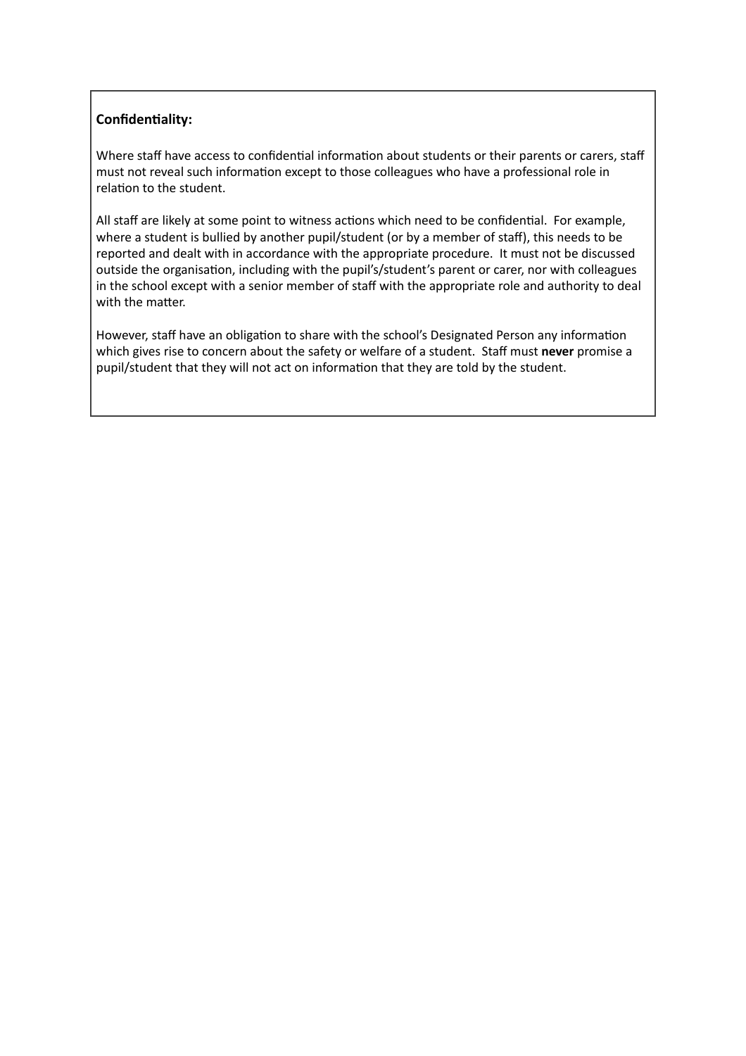**Confidentiality:**

Where staff have access to confidential information about students or their parents or carers, staff must not reveal such information except to those colleagues who have a professional role in relation to the student.

All staff are likely at some point to witness actions which need to be confidential. For example, where a student is bullied by another pupil/student (or by a member of staff), this needs to be reported and dealt with in accordance with the appropriate procedure. It must not be discussed outside the organisation, including with the pupil's/student's parent or carer, nor with colleagues in the school except with a senior member of staff with the appropriate role and authority to deal with the matter.

However, staff have an obligation to share with the school's Designated Person any information which gives rise to concern about the safety or welfare of a student. Staff must **never** promise a pupil/student that they will not act on information that they are told by the student.